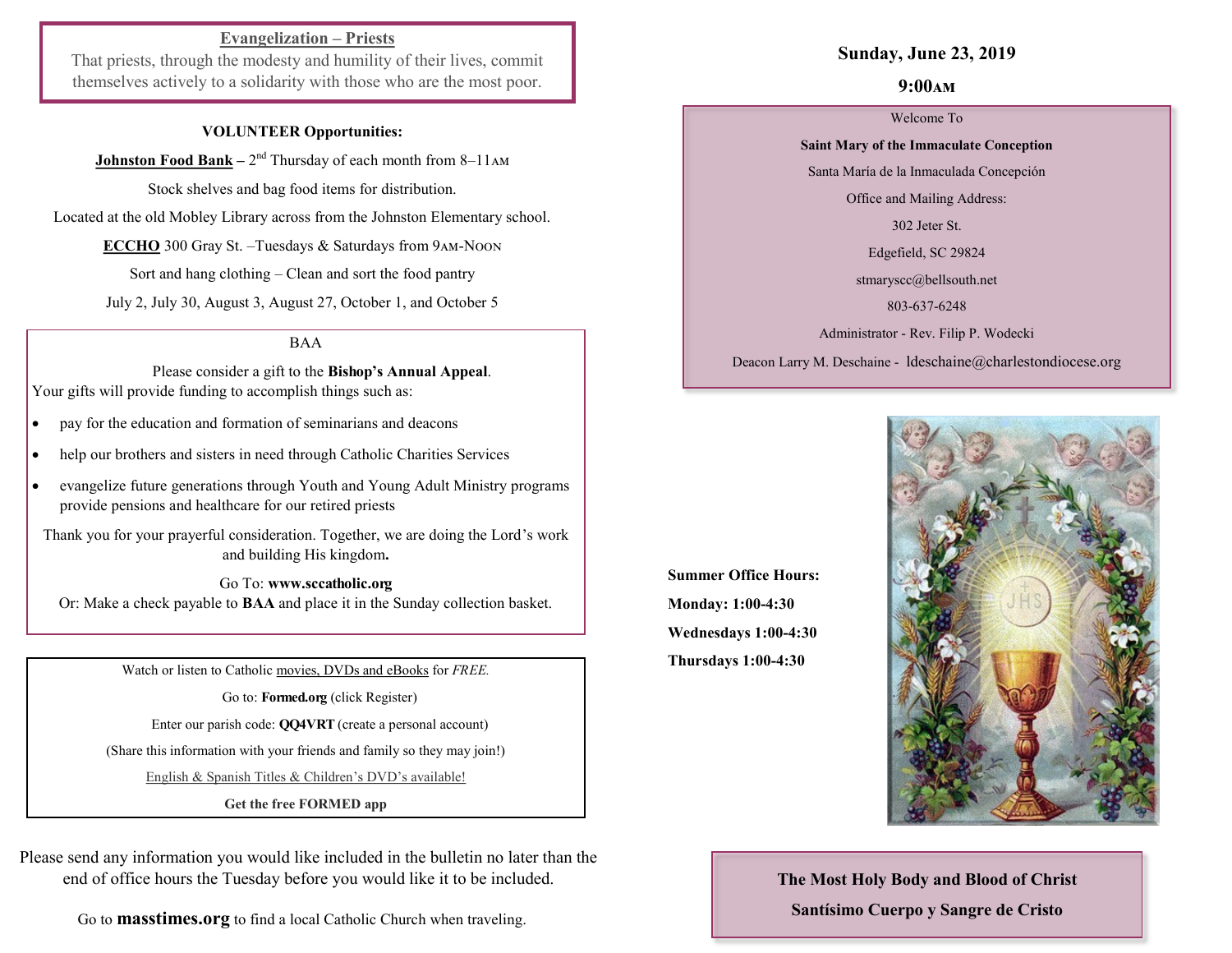**Evangelization – Priests**

That priests, through the modesty and humility of their lives, commit themselves actively to a solidarity with those who are the most poor.

**VOLUNTEER Opportunities:**

**Johnston Food Bank** – 2nd Thursday of each month from 8–11AM

Stock shelves and bag food items for distribution.

Located at the old Mobley Library across from the Johnston Elementary school.

**ECCHO** 300 Gray St. –Tuesdays & Saturdays from 9AM-NOON

Sort and hang clothing – Clean and sort the food pantry

July 2, July 30, August 3, August 27, October 1, and October 5

BAA

Please consider a gift to the **Bishop's Annual Appeal**.
Your gifts will provide funding to accomplish things such as:

- pay for the education and formation of seminarians and deacons
- help our brothers and sisters in need through Catholic Charities Services
- evangelize future generations through Youth and Young Adult Ministry programs provide pensions and healthcare for our retired priests

Thank you for your prayerful consideration. Together, we are doing the Lord's work and building His kingdom.

Go To: **www.sccatholic.org**
Or: Make a check payable to **BAA** and place it in the Sunday collection basket.

Watch or listen to Catholic movies, DVDs and eBooks for *FREE.*

Go to: **Formed.org** (click Register)

Enter our parish code: **QQ4VRT** (create a personal account)

(Share this information with your friends and family so they may join!)

English & Spanish Titles & Children's DVD's available!

**Get the free FORMED app**

Please send any information you would like included in the bulletin no later than the end of office hours the Tuesday before you would like it to be included.

Go to **masstimes.org** to find a local Catholic Church when traveling.

**Sunday, June 23, 2019**

**9:00AM**

Welcome To

**Saint Mary of the Immaculate Conception**

Santa María de la Inmaculada Concepción

Office and Mailing Address:

302 Jeter St.

Edgefield, SC 29824

stmaryscc@bellsouth.net

803-637-6248

Administrator - Rev. Filip P. Wodecki

Deacon Larry M. Deschaine - ldeschaine@charlestondiocese.org

**Summer Office Hours:**

**Monday: 1:00-4:30**

**Wednesdays 1:00-4:30**

**Thursdays 1:00-4:30**

**The Most Holy Body and Blood of Christ**

**Santísimo Cuerpo y Sangre de Cristo**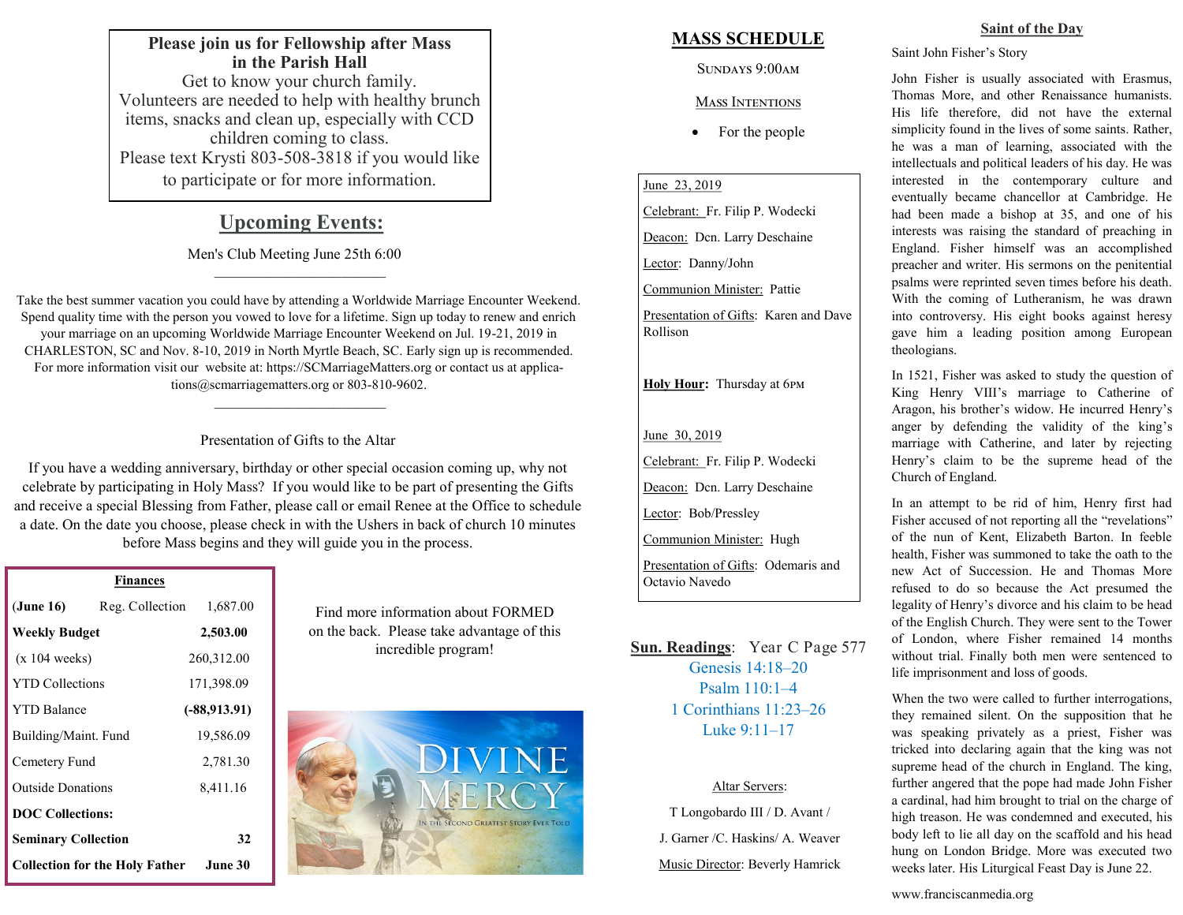**Please join us for Fellowship after Mass in the Parish Hall**

Get to know your church family.
Volunteers are needed to help with healthy brunch items, snacks and clean up, especially with CCD children coming to class.
Please text Krysti 803-508-3818 if you would like to participate or for more information.

## Upcoming Events:

Men's Club Meeting June 25th 6:00

---

Take the best summer vacation you could have by attending a Worldwide Marriage Encounter Weekend. Spend quality time with the person you vowed to love for a lifetime. Sign up today to renew and enrich your marriage on an upcoming Worldwide Marriage Encounter Weekend on Jul. 19-21, 2019 in CHARLESTON, SC and Nov. 8-10, 2019 in North Myrtle Beach, SC. Early sign up is recommended. For more information visit our website at: https://SCMarriageMatters.org or contact us at applications@scmarriagematters.org or 803-810-9602.

---

Presentation of Gifts to the Altar

If you have a wedding anniversary, birthday or other special occasion coming up, why not celebrate by participating in Holy Mass? If you would like to be part of presenting the Gifts and receive a special Blessing from Father, please call or email Renee at the Office to schedule a date. On the date you choose, please check in with the Ushers in back of church 10 minutes before Mass begins and they will guide you in the process.

**Finances**

| | | |
|---|---|---|
| **(June 16)** | Reg. Collection | 1,687.00 |
| **Weekly Budget** | | **2,503.00** |
| (x 104 weeks) | | 260,312.00 |
| YTD Collections | | 171,398.09 |
| YTD Balance | | **(-88,913.91)** |
| Building/Maint. Fund | | 19,586.09 |
| Cemetery Fund | | 2,781.30 |
| Outside Donations | | 8,411.16 |
| **DOC Collections:** | | |
| **Seminary Collection** | | **32** |
| **Collection for the Holy Father** | | **June 30** |

Find more information about FORMED on the back. Please take advantage of this incredible program!

## MASS SCHEDULE

SUNDAYS 9:00AM

MASS INTENTIONS

- For the people

June 23, 2019

Celebrant: Fr. Filip P. Wodecki

Deacon: Dcn. Larry Deschaine

Lector: Danny/John

Communion Minister: Pattie

Presentation of Gifts: Karen and Dave Rollison

**Holy Hour:** Thursday at 6PM

June 30, 2019

Celebrant: Fr. Filip P. Wodecki

Deacon: Dcn. Larry Deschaine

Lector: Bob/Pressley

Communion Minister: Hugh

Presentation of Gifts: Odemaris and Octavio Navedo

**Sun. Readings**: Year C Page 577

Genesis 14:18–20
Psalm 110:1–4
1 Corinthians 11:23–26
Luke 9:11–17

Altar Servers:

T Longobardo III / D. Avant /

J. Garner /C. Haskins/ A. Weaver

Music Director: Beverly Hamrick

## Saint of the Day

Saint John Fisher's Story

John Fisher is usually associated with Erasmus, Thomas More, and other Renaissance humanists. His life therefore, did not have the external simplicity found in the lives of some saints. Rather, he was a man of learning, associated with the intellectuals and political leaders of his day. He was interested in the contemporary culture and eventually became chancellor at Cambridge. He had been made a bishop at 35, and one of his interests was raising the standard of preaching in England. Fisher himself was an accomplished preacher and writer. His sermons on the penitential psalms were reprinted seven times before his death. With the coming of Lutheranism, he was drawn into controversy. His eight books against heresy gave him a leading position among European theologians.

In 1521, Fisher was asked to study the question of King Henry VIII's marriage to Catherine of Aragon, his brother's widow. He incurred Henry's anger by defending the validity of the king's marriage with Catherine, and later by rejecting Henry's claim to be the supreme head of the Church of England.

In an attempt to be rid of him, Henry first had Fisher accused of not reporting all the "revelations" of the nun of Kent, Elizabeth Barton. In feeble health, Fisher was summoned to take the oath to the new Act of Succession. He and Thomas More refused to do so because the Act presumed the legality of Henry's divorce and his claim to be head of the English Church. They were sent to the Tower of London, where Fisher remained 14 months without trial. Finally both men were sentenced to life imprisonment and loss of goods.

When the two were called to further interrogations, they remained silent. On the supposition that he was speaking privately as a priest, Fisher was tricked into declaring again that the king was not supreme head of the church in England. The king, further angered that the pope had made John Fisher a cardinal, had him brought to trial on the charge of high treason. He was condemned and executed, his body left to lie all day on the scaffold and his head hung on London Bridge. More was executed two weeks later. His Liturgical Feast Day is June 22.

www.franciscanmedia.org